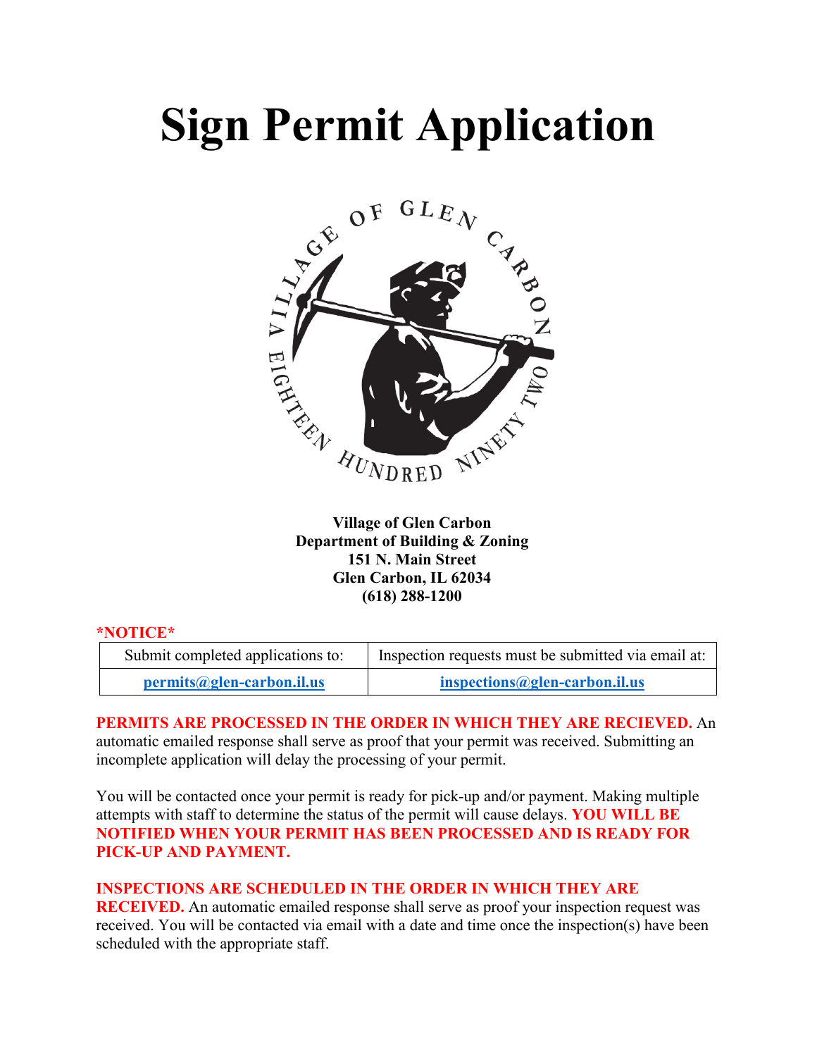# Sign Permit Application

**Village of Glen Carbon**
**Department of Building & Zoning**
**151 N. Main Street**
**Glen Carbon, IL 62034**
**(618) 288-1200**

**\*NOTICE\***

| Submit completed applications to: | Inspection requests must be submitted via email at: |
|---|---|
| **permits@glen-carbon.il.us** | **inspections@glen-carbon.il.us** |

**PERMITS ARE PROCESSED IN THE ORDER IN WHICH THEY ARE RECIEVED.** An automatic emailed response shall serve as proof that your permit was received. Submitting an incomplete application will delay the processing of your permit.

You will be contacted once your permit is ready for pick-up and/or payment. Making multiple attempts with staff to determine the status of the permit will cause delays. **YOU WILL BE NOTIFIED WHEN YOUR PERMIT HAS BEEN PROCESSED AND IS READY FOR PICK-UP AND PAYMENT.**

**INSPECTIONS ARE SCHEDULED IN THE ORDER IN WHICH THEY ARE RECEIVED.** An automatic emailed response shall serve as proof your inspection request was received. You will be contacted via email with a date and time once the inspection(s) have been scheduled with the appropriate staff.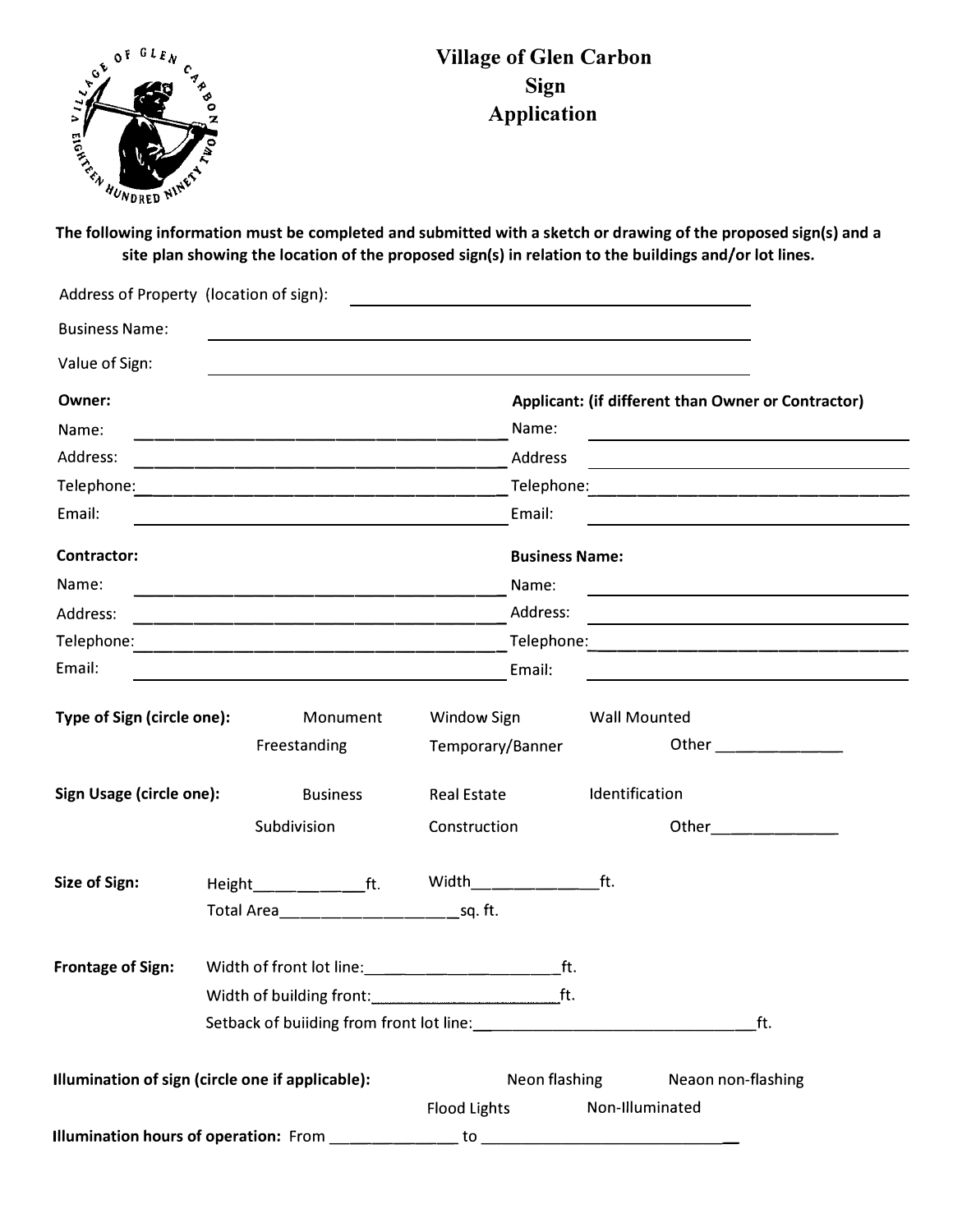# Village of Glen Carbon
## Sign
## Application

**The following information must be completed and submitted with a sketch or drawing of the proposed sign(s) and a site plan showing the location of the proposed sign(s) in relation to the buildings and/or lot lines.**

Address of Property (location of sign): ______________________________

Business Name: ______________________________

Value of Sign: ______________________________

**Owner:**

Name: ______________________________

Address: ______________________________

Telephone: ______________________________

Email: ______________________________

**Applicant: (if different than Owner or Contractor)**

Name: ______________________________

Address ______________________________

Telephone: ______________________________

Email: ______________________________

**Contractor:**

Name: ______________________________

Address: ______________________________

Telephone: ______________________________

Email: ______________________________

**Business Name:**

Name: ______________________________

Address: ______________________________

Telephone: ______________________________

Email: ______________________________

**Type of Sign (circle one):** Monument Window Sign Wall Mounted Freestanding Temporary/Banner Other ______________

**Sign Usage (circle one):** Business Real Estate Identification Subdivision Construction Other______________

**Size of Sign:** Height____________ft. Width_____________ft.

Total Area____________________sq. ft.

**Frontage of Sign:** Width of front lot line:_____________________ft.

Width of building front:_____________________ft.

Setback of buiiding from front lot line:______________________________ft.

**Illumination of sign (circle one if applicable):** Neon flashing Neaon non-flashing Flood Lights Non-Illuminated

**Illumination hours of operation:** From ______________ to ______________________________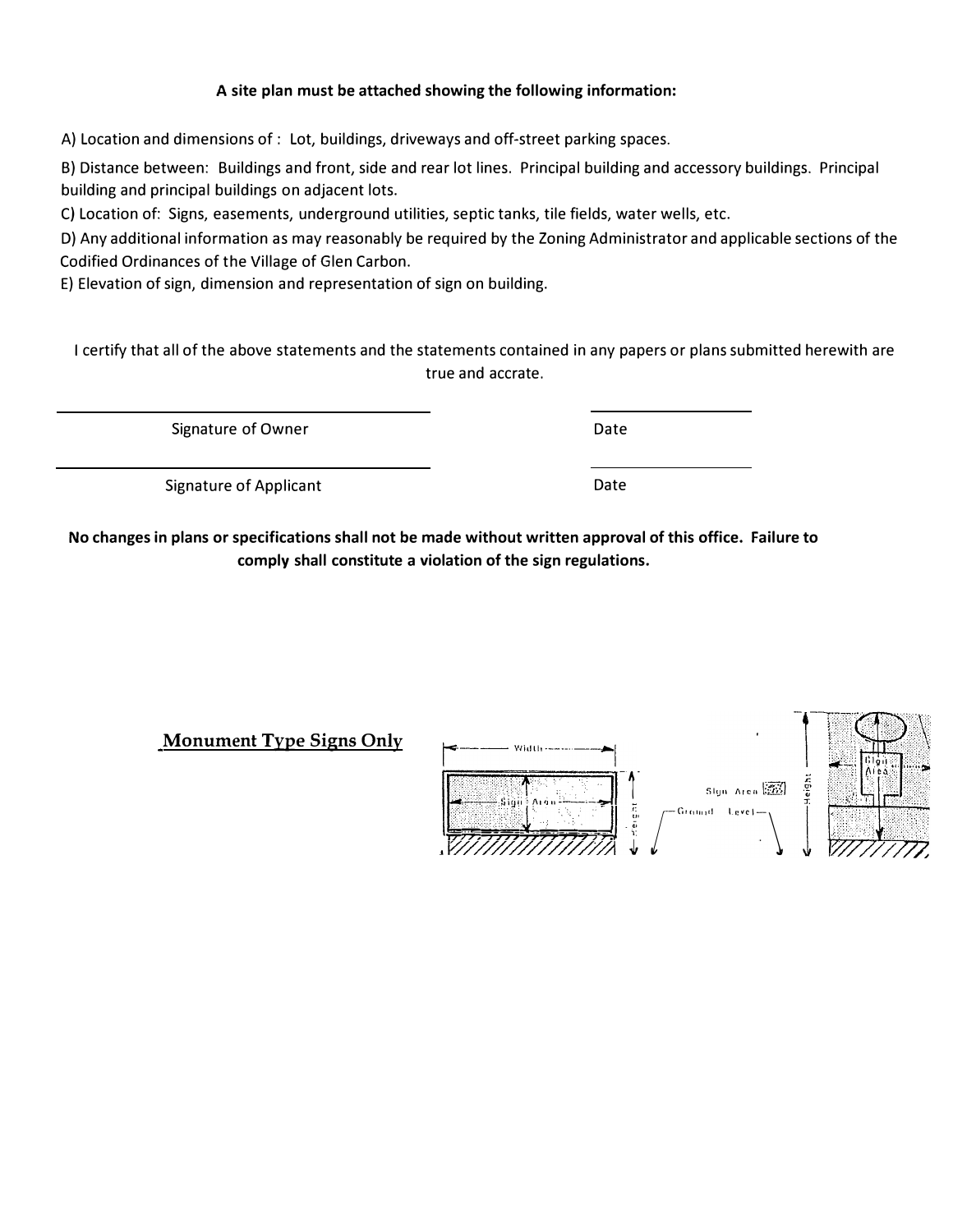**A site plan must be attached showing the following information:**

A) Location and dimensions of : Lot, buildings, driveways and off-street parking spaces.

B) Distance between: Buildings and front, side and rear lot lines. Principal building and accessory buildings. Principal building and principal buildings on adjacent lots.

C) Location of: Signs, easements, underground utilities, septic tanks, tile fields, water wells, etc.

D) Any additional information as may reasonably be required by the Zoning Administrator and applicable sections of the Codified Ordinances of the Village of Glen Carbon.

E) Elevation of sign, dimension and representation of sign on building.

I certify that all of the above statements and the statements contained in any papers or plans submitted herewith are true and accrate.

_________________________________ Signature of Owner &nbsp;&nbsp;&nbsp;&nbsp; ______________ Date

_________________________________ Signature of Applicant &nbsp;&nbsp;&nbsp;&nbsp; ______________ Date

**No changes in plans or specifications shall not be made without written approval of this office. Failure to comply shall constitute a violation of the sign regulations.**

Monument Type Signs Only

Width

Sign Area

Height

Sign Area

Ground Level

Height

Sign Area